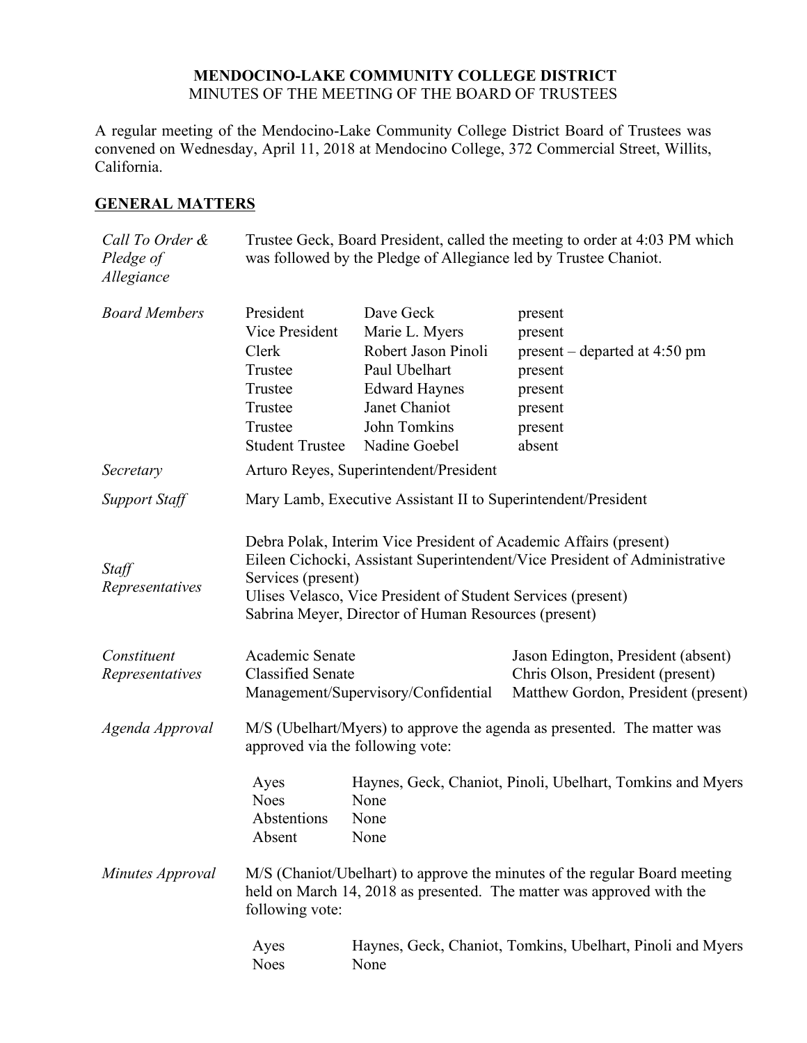# MENDOCINO-LAKE COMMUNITY COLLEGE DISTRICT

MINUTES OF THE MEETING OF THE BOARD OF TRUSTEES

A regular meeting of the Mendocino-Lake Community College District Board of Trustees was convened on Wednesday, April 11, 2018 at Mendocino College, 372 Commercial Street, Willits, California.

## GENERAL MATTERS

*Call To Order & Pledge of Allegiance*

Trustee Geck, Board President, called the meeting to order at 4:03 PM which was followed by the Pledge of Allegiance led by Trustee Chaniot.

*Board Members*

| | | |
|---|---|---|
| President | Dave Geck | present |
| Vice President | Marie L. Myers | present |
| Clerk | Robert Jason Pinoli | present – departed at 4:50 pm |
| Trustee | Paul Ubelhart | present |
| Trustee | Edward Haynes | present |
| Trustee | Janet Chaniot | present |
| Trustee | John Tomkins | present |
| Student Trustee | Nadine Goebel | absent |

*Secretary*

Arturo Reyes, Superintendent/President

*Support Staff*

Mary Lamb, Executive Assistant II to Superintendent/President

*Staff Representatives*

Debra Polak, Interim Vice President of Academic Affairs (present)
Eileen Cichocki, Assistant Superintendent/Vice President of Administrative Services (present)
Ulises Velasco, Vice President of Student Services (present)
Sabrina Meyer, Director of Human Resources (present)

*Constituent Representatives*

| | |
|---|---|
| Academic Senate | Jason Edington, President (absent) |
| Classified Senate | Chris Olson, President (present) |
| Management/Supervisory/Confidential | Matthew Gordon, President (present) |

*Agenda Approval*

M/S (Ubelhart/Myers) to approve the agenda as presented. The matter was approved via the following vote:

| | |
|---|---|
| Ayes | Haynes, Geck, Chaniot, Pinoli, Ubelhart, Tomkins and Myers |
| Noes | None |
| Abstentions | None |
| Absent | None |

*Minutes Approval*

M/S (Chaniot/Ubelhart) to approve the minutes of the regular Board meeting held on March 14, 2018 as presented. The matter was approved with the following vote:

| | |
|---|---|
| Ayes | Haynes, Geck, Chaniot, Tomkins, Ubelhart, Pinoli and Myers |
| Noes | None |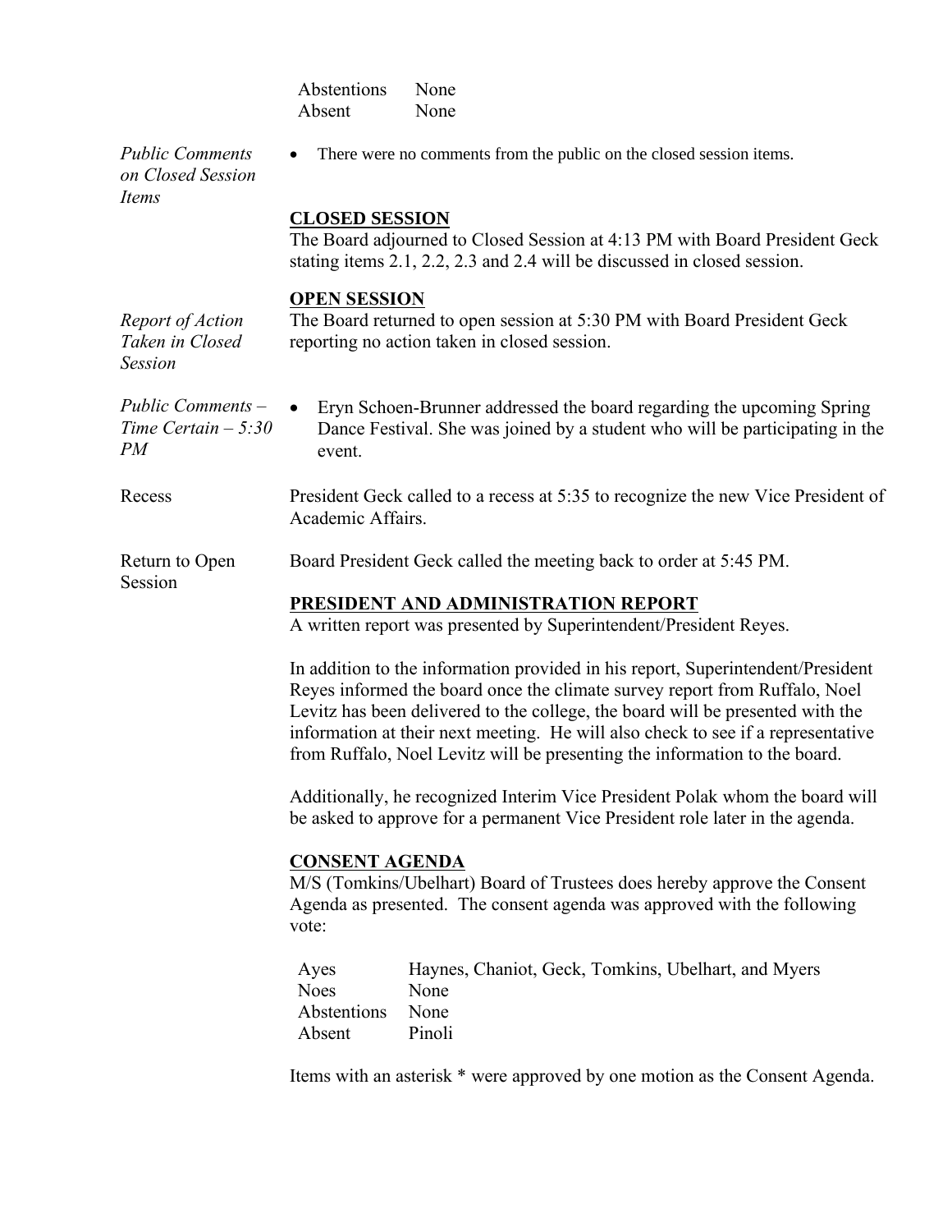| | |
|---|---|
| Abstentions | None |
| Absent | None |

*Public Comments on Closed Session Items*

- There were no comments from the public on the closed session items.

**CLOSED SESSION**

The Board adjourned to Closed Session at 4:13 PM with Board President Geck stating items 2.1, 2.2, 2.3 and 2.4 will be discussed in closed session.

**OPEN SESSION**

*Report of Action Taken in Closed Session*

The Board returned to open session at 5:30 PM with Board President Geck reporting no action taken in closed session.

*Public Comments – Time Certain – 5:30 PM*

- Eryn Schoen-Brunner addressed the board regarding the upcoming Spring Dance Festival. She was joined by a student who will be participating in the event.

Recess

President Geck called to a recess at 5:35 to recognize the new Vice President of Academic Affairs.

Return to Open Session

Board President Geck called the meeting back to order at 5:45 PM.

**PRESIDENT AND ADMINISTRATION REPORT**

A written report was presented by Superintendent/President Reyes.

In addition to the information provided in his report, Superintendent/President Reyes informed the board once the climate survey report from Ruffalo, Noel Levitz has been delivered to the college, the board will be presented with the information at their next meeting. He will also check to see if a representative from Ruffalo, Noel Levitz will be presenting the information to the board.

Additionally, he recognized Interim Vice President Polak whom the board will be asked to approve for a permanent Vice President role later in the agenda.

**CONSENT AGENDA**

M/S (Tomkins/Ubelhart) Board of Trustees does hereby approve the Consent Agenda as presented. The consent agenda was approved with the following vote:

| | |
|---|---|
| Ayes | Haynes, Chaniot, Geck, Tomkins, Ubelhart, and Myers |
| Noes | None |
| Abstentions | None |
| Absent | Pinoli |

Items with an asterisk * were approved by one motion as the Consent Agenda.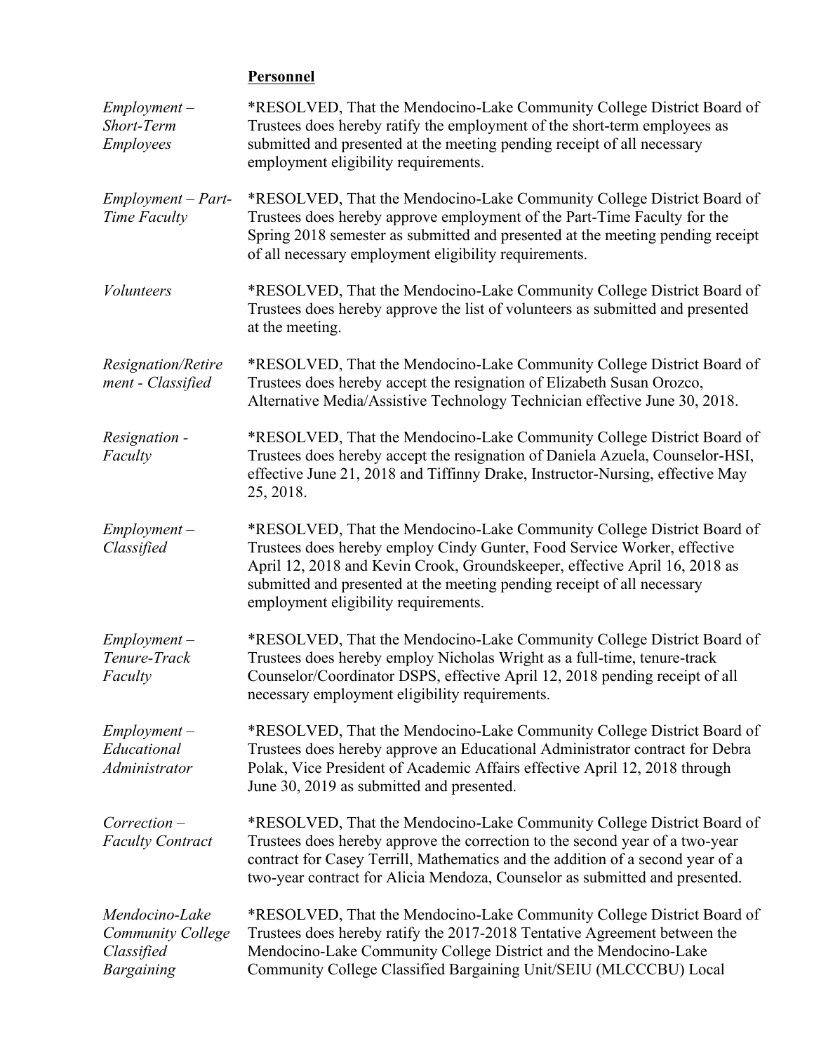**Personnel**

*Employment – Short-Term Employees*

*RESOLVED, That the Mendocino-Lake Community College District Board of Trustees does hereby ratify the employment of the short-term employees as submitted and presented at the meeting pending receipt of all necessary employment eligibility requirements.

*Employment – Part-Time Faculty*

*RESOLVED, That the Mendocino-Lake Community College District Board of Trustees does hereby approve employment of the Part-Time Faculty for the Spring 2018 semester as submitted and presented at the meeting pending receipt of all necessary employment eligibility requirements.

*Volunteers*

*RESOLVED, That the Mendocino-Lake Community College District Board of Trustees does hereby approve the list of volunteers as submitted and presented at the meeting.

*Resignation/Retirement - Classified*

*RESOLVED, That the Mendocino-Lake Community College District Board of Trustees does hereby accept the resignation of Elizabeth Susan Orozco, Alternative Media/Assistive Technology Technician effective June 30, 2018.

*Resignation - Faculty*

*RESOLVED, That the Mendocino-Lake Community College District Board of Trustees does hereby accept the resignation of Daniela Azuela, Counselor-HSI, effective June 21, 2018 and Tiffinny Drake, Instructor-Nursing, effective May 25, 2018.

*Employment – Classified*

*RESOLVED, That the Mendocino-Lake Community College District Board of Trustees does hereby employ Cindy Gunter, Food Service Worker, effective April 12, 2018 and Kevin Crook, Groundskeeper, effective April 16, 2018 as submitted and presented at the meeting pending receipt of all necessary employment eligibility requirements.

*Employment – Tenure-Track Faculty*

*RESOLVED, That the Mendocino-Lake Community College District Board of Trustees does hereby employ Nicholas Wright as a full-time, tenure-track Counselor/Coordinator DSPS, effective April 12, 2018 pending receipt of all necessary employment eligibility requirements.

*Employment – Educational Administrator*

*RESOLVED, That the Mendocino-Lake Community College District Board of Trustees does hereby approve an Educational Administrator contract for Debra Polak, Vice President of Academic Affairs effective April 12, 2018 through June 30, 2019 as submitted and presented.

*Correction – Faculty Contract*

*RESOLVED, That the Mendocino-Lake Community College District Board of Trustees does hereby approve the correction to the second year of a two-year contract for Casey Terrill, Mathematics and the addition of a second year of a two-year contract for Alicia Mendoza, Counselor as submitted and presented.

*Mendocino-Lake Community College Classified Bargaining*

*RESOLVED, That the Mendocino-Lake Community College District Board of Trustees does hereby ratify the 2017-2018 Tentative Agreement between the Mendocino-Lake Community College District and the Mendocino-Lake Community College Classified Bargaining Unit/SEIU (MLCCCBU) Local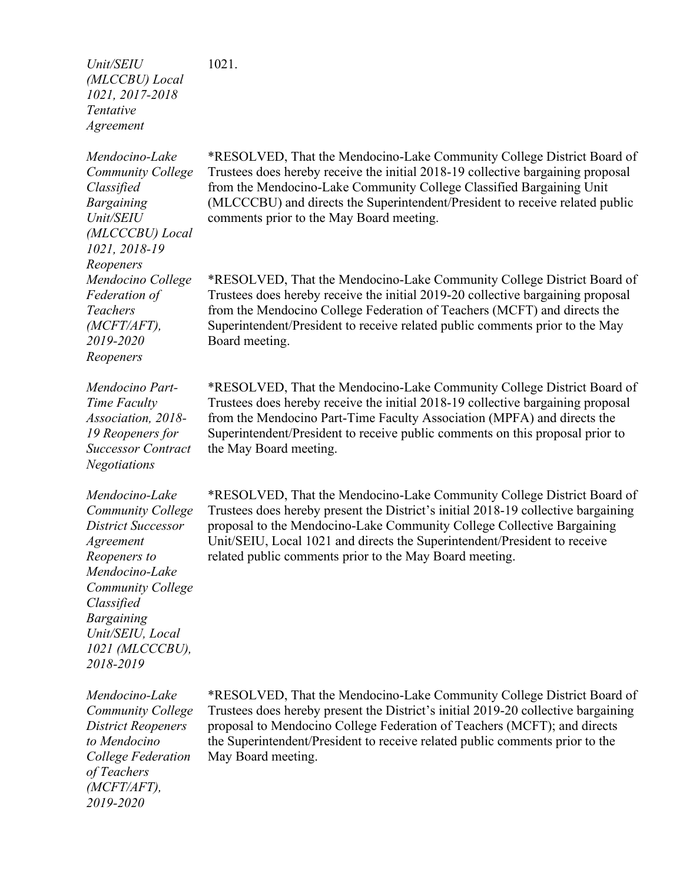| | |
|---|---|
| *Unit/SEIU (MLCCBU) Local 1021, 2017-2018 Tentative Agreement* | 1021. |
| *Mendocino-Lake Community College Classified Bargaining Unit/SEIU (MLCCCBU) Local 1021, 2018-19 Reopeners* | *RESOLVED, That the Mendocino-Lake Community College District Board of Trustees does hereby receive the initial 2018-19 collective bargaining proposal from the Mendocino-Lake Community College Classified Bargaining Unit (MLCCCBU) and directs the Superintendent/President to receive related public comments prior to the May Board meeting. |
| *Mendocino College Federation of Teachers (MCFT/AFT), 2019-2020 Reopeners* | *RESOLVED, That the Mendocino-Lake Community College District Board of Trustees does hereby receive the initial 2019-20 collective bargaining proposal from the Mendocino College Federation of Teachers (MCFT) and directs the Superintendent/President to receive related public comments prior to the May Board meeting. |
| *Mendocino Part-Time Faculty Association, 2018-19 Reopeners for Successor Contract Negotiations* | *RESOLVED, That the Mendocino-Lake Community College District Board of Trustees does hereby receive the initial 2018-19 collective bargaining proposal from the Mendocino Part-Time Faculty Association (MPFA) and directs the Superintendent/President to receive public comments on this proposal prior to the May Board meeting. |
| *Mendocino-Lake Community College District Successor Agreement Reopeners to Mendocino-Lake Community College Classified Bargaining Unit/SEIU, Local 1021 (MLCCCBU), 2018-2019* | *RESOLVED, That the Mendocino-Lake Community College District Board of Trustees does hereby present the District's initial 2018-19 collective bargaining proposal to the Mendocino-Lake Community College Collective Bargaining Unit/SEIU, Local 1021 and directs the Superintendent/President to receive related public comments prior to the May Board meeting. |
| *Mendocino-Lake Community College District Reopeners to Mendocino College Federation of Teachers (MCFT/AFT), 2019-2020* | *RESOLVED, That the Mendocino-Lake Community College District Board of Trustees does hereby present the District's initial 2019-20 collective bargaining proposal to Mendocino College Federation of Teachers (MCFT); and directs the Superintendent/President to receive related public comments prior to the May Board meeting. |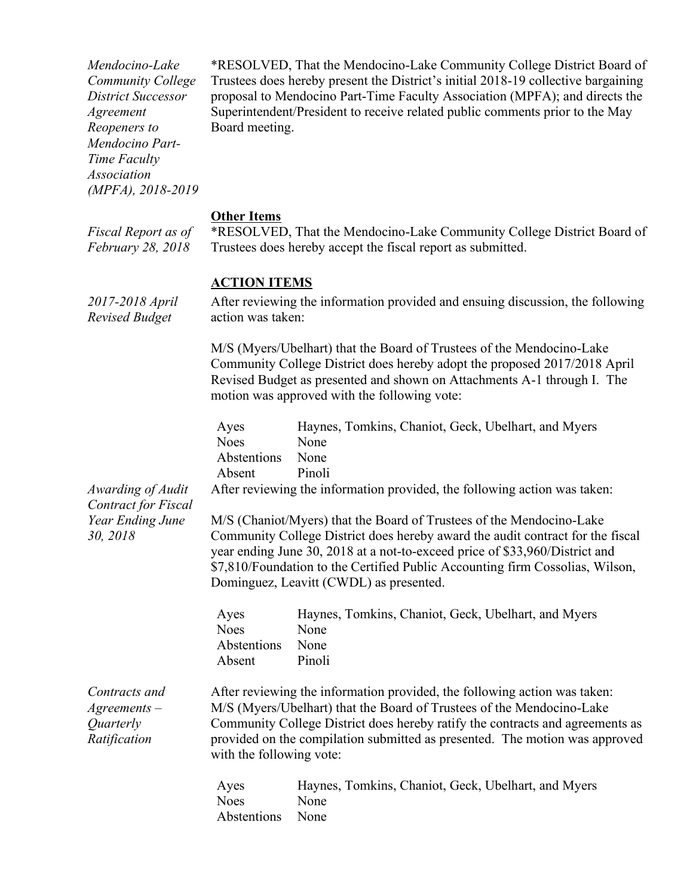*Mendocino-Lake Community College District Successor Agreement Reopeners to Mendocino Part-Time Faculty Association (MPFA), 2018-2019*

*RESOLVED, That the Mendocino-Lake Community College District Board of Trustees does hereby present the District's initial 2018-19 collective bargaining proposal to Mendocino Part-Time Faculty Association (MPFA); and directs the Superintendent/President to receive related public comments prior to the May Board meeting.

**Other Items**

*Fiscal Report as of February 28, 2018*

*RESOLVED, That the Mendocino-Lake Community College District Board of Trustees does hereby accept the fiscal report as submitted.

**ACTION ITEMS**

*2017-2018 April Revised Budget*

After reviewing the information provided and ensuing discussion, the following action was taken:

M/S (Myers/Ubelhart) that the Board of Trustees of the Mendocino-Lake Community College District does hereby adopt the proposed 2017/2018 April Revised Budget as presented and shown on Attachments A-1 through I. The motion was approved with the following vote:

| | |
|---|---|
| Ayes | Haynes, Tomkins, Chaniot, Geck, Ubelhart, and Myers |
| Noes | None |
| Abstentions | None |
| Absent | Pinoli |

*Awarding of Audit Contract for Fiscal Year Ending June 30, 2018*

After reviewing the information provided, the following action was taken:

M/S (Chaniot/Myers) that the Board of Trustees of the Mendocino-Lake Community College District does hereby award the audit contract for the fiscal year ending June 30, 2018 at a not-to-exceed price of $33,960/District and $7,810/Foundation to the Certified Public Accounting firm Cossolias, Wilson, Dominguez, Leavitt (CWDL) as presented.

| | |
|---|---|
| Ayes | Haynes, Tomkins, Chaniot, Geck, Ubelhart, and Myers |
| Noes | None |
| Abstentions | None |
| Absent | Pinoli |

*Contracts and Agreements – Quarterly Ratification*

After reviewing the information provided, the following action was taken: M/S (Myers/Ubelhart) that the Board of Trustees of the Mendocino-Lake Community College District does hereby ratify the contracts and agreements as provided on the compilation submitted as presented. The motion was approved with the following vote:

| | |
|---|---|
| Ayes | Haynes, Tomkins, Chaniot, Geck, Ubelhart, and Myers |
| Noes | None |
| Abstentions | None |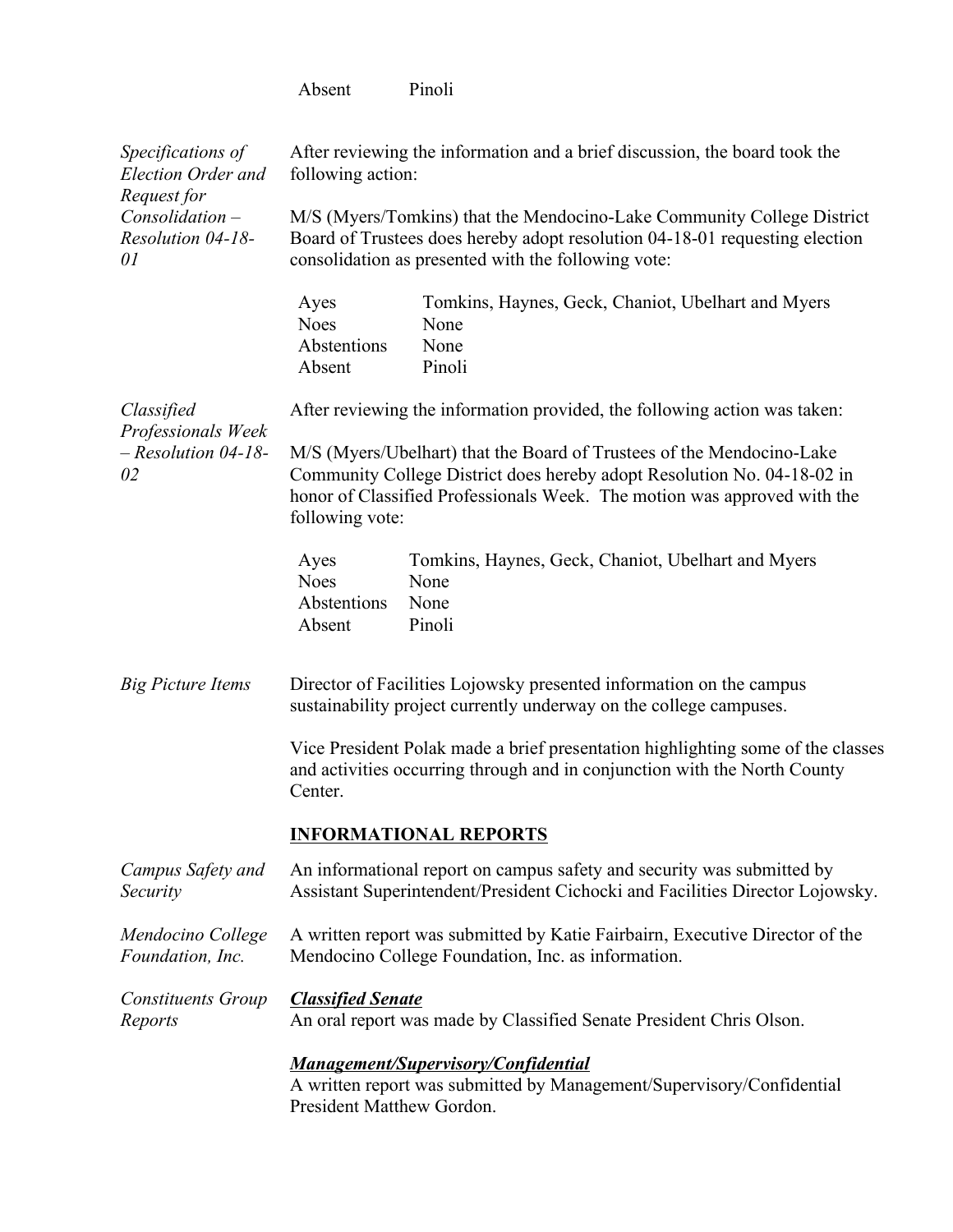| | |
|---|---|
| Absent | Pinoli |

*Specifications of Election Order and Request for Consolidation – Resolution 04-18-01*

After reviewing the information and a brief discussion, the board took the following action:

M/S (Myers/Tomkins) that the Mendocino-Lake Community College District Board of Trustees does hereby adopt resolution 04-18-01 requesting election consolidation as presented with the following vote:

| | |
|---|---|
| Ayes | Tomkins, Haynes, Geck, Chaniot, Ubelhart and Myers |
| Noes | None |
| Abstentions | None |
| Absent | Pinoli |

*Classified Professionals Week – Resolution 04-18-02*

After reviewing the information provided, the following action was taken:

M/S (Myers/Ubelhart) that the Board of Trustees of the Mendocino-Lake Community College District does hereby adopt Resolution No. 04-18-02 in honor of Classified Professionals Week. The motion was approved with the following vote:

| | |
|---|---|
| Ayes | Tomkins, Haynes, Geck, Chaniot, Ubelhart and Myers |
| Noes | None |
| Abstentions | None |
| Absent | Pinoli |

*Big Picture Items*

Director of Facilities Lojowsky presented information on the campus sustainability project currently underway on the college campuses.

Vice President Polak made a brief presentation highlighting some of the classes and activities occurring through and in conjunction with the North County Center.

## INFORMATIONAL REPORTS

*Campus Safety and Security*

An informational report on campus safety and security was submitted by Assistant Superintendent/President Cichocki and Facilities Director Lojowsky.

*Mendocino College Foundation, Inc.*

A written report was submitted by Katie Fairbairn, Executive Director of the Mendocino College Foundation, Inc. as information.

*Constituents Group Reports*

***Classified Senate***

An oral report was made by Classified Senate President Chris Olson.

***Management/Supervisory/Confidential***

A written report was submitted by Management/Supervisory/Confidential President Matthew Gordon.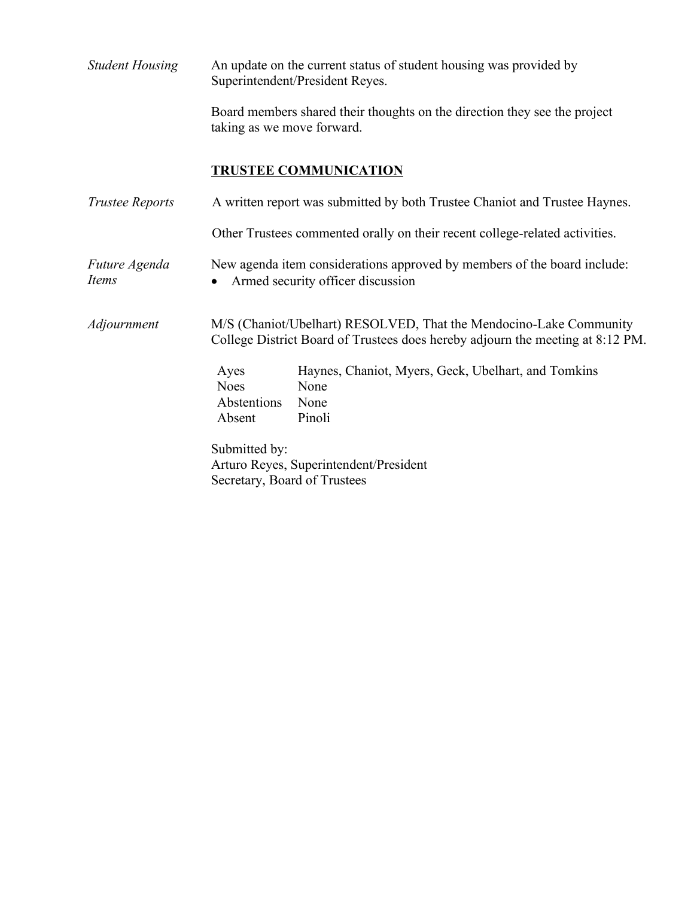*Student Housing*

An update on the current status of student housing was provided by Superintendent/President Reyes.

Board members shared their thoughts on the direction they see the project taking as we move forward.

## TRUSTEE COMMUNICATION

*Trustee Reports*

A written report was submitted by both Trustee Chaniot and Trustee Haynes.

Other Trustees commented orally on their recent college-related activities.

*Future Agenda Items*

New agenda item considerations approved by members of the board include:

- Armed security officer discussion

*Adjournment*

M/S (Chaniot/Ubelhart) RESOLVED, That the Mendocino-Lake Community College District Board of Trustees does hereby adjourn the meeting at 8:12 PM.

| | |
|---|---|
| Ayes | Haynes, Chaniot, Myers, Geck, Ubelhart, and Tomkins |
| Noes | None |
| Abstentions | None |
| Absent | Pinoli |

Submitted by:
Arturo Reyes, Superintendent/President
Secretary, Board of Trustees